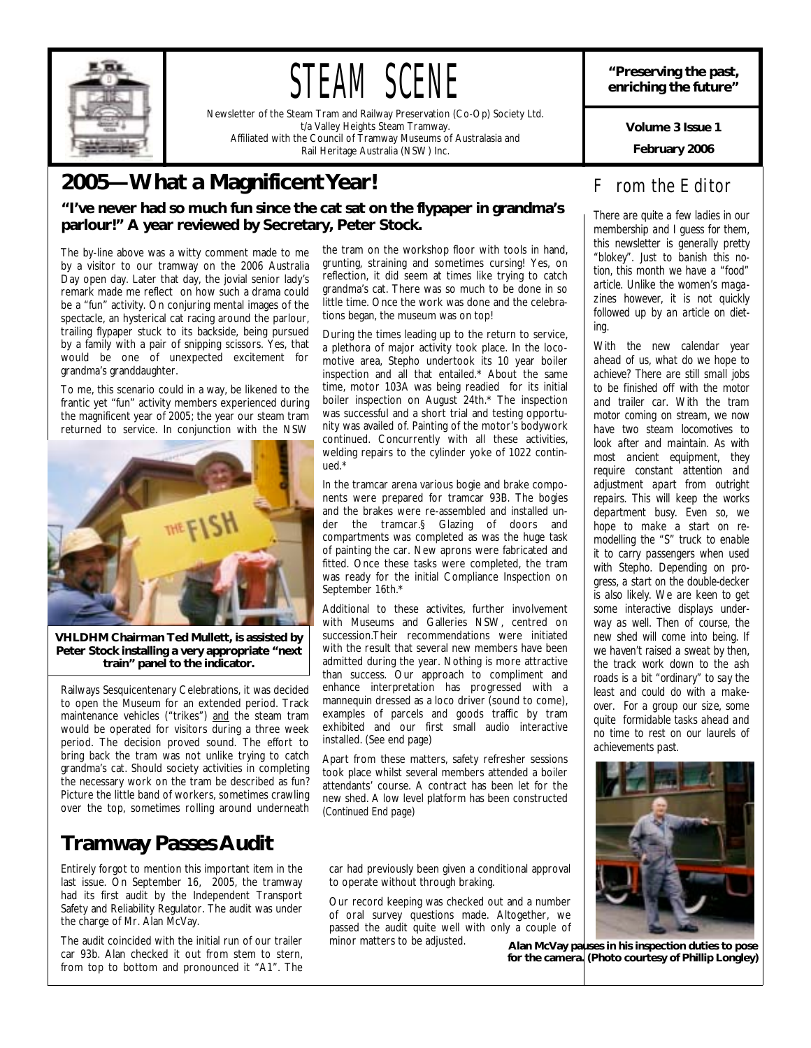# STEAM SCENE

Newsletter of the Steam Tram and Railway Preservation (Co-Op) Society Ltd.
t/a Valley Heights Steam Tramway.
Affiliated with the Council of Tramway Museums of Australasia and
Rail Heritage Australia (NSW) Inc.

**"Preserving the past, enriching the future"**

**Volume 3 Issue 1**

**February 2006**

## 2005—What a Magnificent Year!

### "I've never had so much fun since the cat sat on the flypaper in grandma's parlour!" A year reviewed by Secretary, Peter Stock.

The by-line above was a witty comment made to me by a visitor to our tramway on the 2006 Australia Day open day. Later that day, the jovial senior lady's remark made me reflect on how such a drama could be a "fun" activity. On conjuring mental images of the spectacle, an hysterical cat racing around the parlour, trailing flypaper stuck to its backside, being pursued by a family with a pair of snipping scissors. Yes, that would be one of unexpected excitement for grandma's granddaughter.

To me, this scenario could in a way, be likened to the frantic yet "fun" activity members experienced during the magnificent year of 2005; the year our steam tram returned to service. In conjunction with the NSW Railways Sesquicentenary Celebrations, it was decided to open the Museum for an extended period. Track maintenance vehicles ("trikes") and the steam tram would be operated for visitors during a three week period. The decision proved sound. The effort to bring back the tram was not unlike trying to catch grandma's cat. Should society activities in completing the necessary work on the tram be described as fun? Picture the little band of workers, sometimes crawling over the top, sometimes rolling around underneath the tram on the workshop floor with tools in hand, grunting, straining and sometimes cursing! Yes, on reflection, it did seem at times like trying to catch grandma's cat. There was so much to be done in so little time. Once the work was done and the celebrations began, the museum was on top!

**VHLDHM Chairman Ted Mullett, is assisted by Peter Stock installing a very appropriate "next train" panel to the indicator.**

During the times leading up to the return to service, a plethora of major activity took place. In the locomotive area, Stepho undertook its 10 year boiler inspection and all that entailed.* About the same time, motor 103A was being readied for its initial boiler inspection on August 24th.* The inspection was successful and a short trial and testing opportunity was availed of. Painting of the motor's bodywork continued. Concurrently with all these activities, welding repairs to the cylinder yoke of 1022 continued.*

In the tramcar arena various bogie and brake components were prepared for tramcar 93B. The bogies and the brakes were re-assembled and installed under the tramcar.§ Glazing of doors and compartments was completed as was the huge task of painting the car. New aprons were fabricated and fitted. Once these tasks were completed, the tram was ready for the initial Compliance Inspection on September 16th.*

Additional to these activites, further involvement with Museums and Galleries NSW, centred on succession.Their recommendations were initiated with the result that several new members have been admitted during the year. Nothing is more attractive than success. Our approach to compliment and enhance interpretation has progressed with a mannequin dressed as a loco driver (sound to come), examples of parcels and goods traffic by tram exhibited and our first small audio interactive installed. (See end page)

Apart from these matters, safety refresher sessions took place whilst several members attended a boiler attendants' course. A contract has been let for the new shed. A low level platform has been constructed *(Continued End page)*

## Tramway Passes Audit

Entirely forgot to mention this important item in the last issue. On September 16, 2005, the tramway had its first audit by the Independent Transport Safety and Reliability Regulator. The audit was under the charge of Mr. Alan McVay.

The audit coincided with the initial run of our trailer car 93b. Alan checked it out from stem to stern, from top to bottom and pronounced it "A1". The car had previously been given a conditional approval to operate without through braking.

Our record keeping was checked out and a number of oral survey questions made. Altogether, we passed the audit quite well with only a couple of minor matters to be adjusted.

## From the Editor

*There are quite a few ladies in our membership and I guess for them, this newsletter is generally pretty "blokey". Just to banish this notion, this month we have a "food" article. Unlike the women's magazines however, it is not quickly followed up by an article on dieting.*

*With the new calendar year ahead of us, what do we hope to achieve? There are still small jobs to be finished off with the motor and trailer car. With the tram motor coming on stream, we now have two steam locomotives to look after and maintain. As with most ancient equipment, they require constant attention and adjustment apart from outright repairs. This will keep the works department busy. Even so, we hope to make a start on remodelling the "S" truck to enable it to carry passengers when used with Stepho. Depending on progress, a start on the double-decker is also likely. We are keen to get some interactive displays underway as well. Then of course, the new shed will come into being. If we haven't raised a sweat by then, the track work down to the ash roads is a bit "ordinary" to say the least and could do with a make-over. For a group our size, some quite formidable tasks ahead and no time to rest on our laurels of achievements past.*

**Alan McVay pauses in his inspection duties to pose for the camera. (Photo courtesy of Phillip Longley)**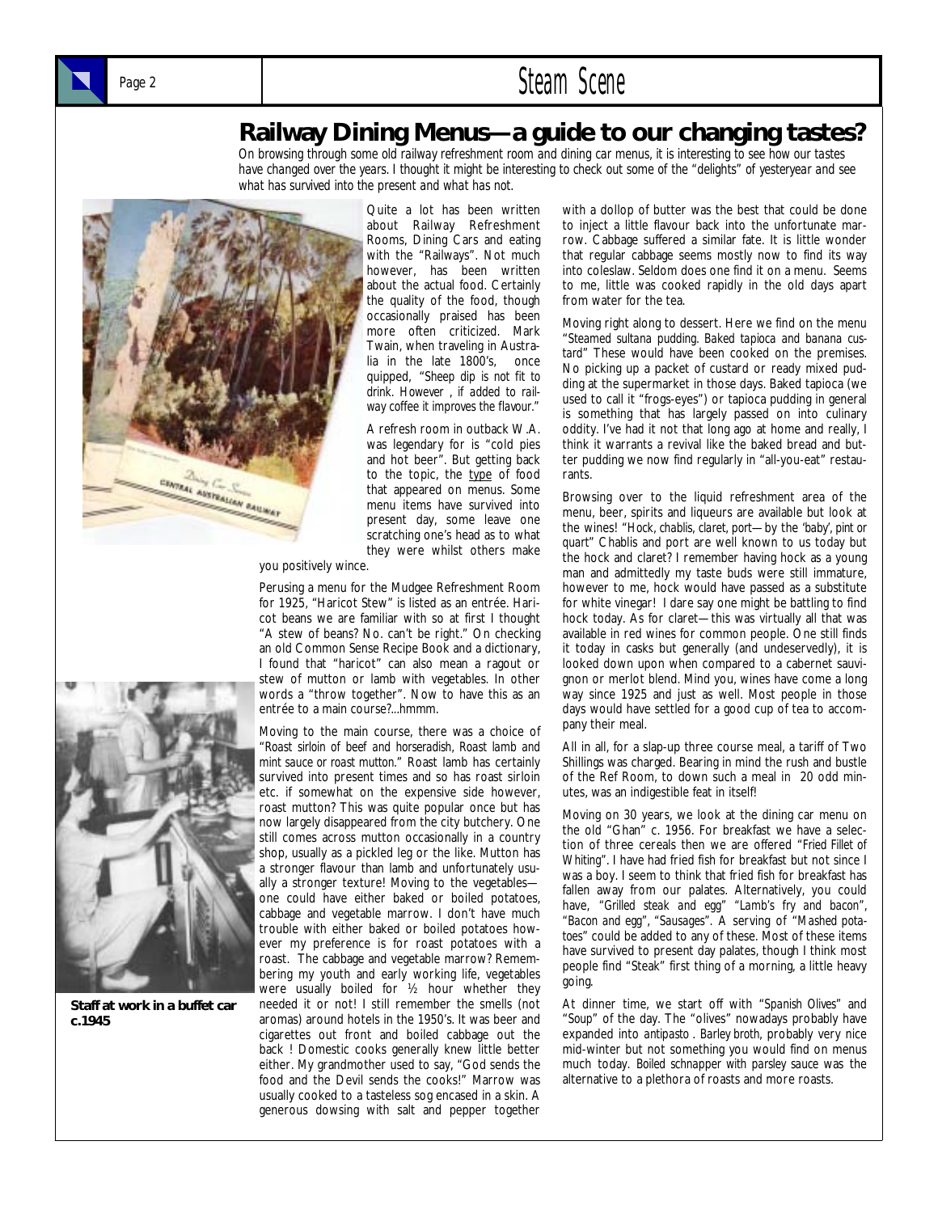# Railway Dining Menus—a guide to our changing tastes?

*On browsing through some old railway refreshment room and dining car menus, it is interesting to see how our tastes have changed over the years. I thought it might be interesting to check out some of the "delights" of yesteryear and see what has survived into the present and what has not.*

Quite a lot has been written about Railway Refreshment Rooms, Dining Cars and eating with the "Railways". Not much however, has been written about the actual food. Certainly the quality of the food, though occasionally praised has been more often criticized. Mark Twain, when traveling in Australia in the late 1800's, once quipped, *"Sheep dip is not fit to drink. However , if added to railway coffee it improves the flavour."*

A refresh room in outback W.A. was legendary for is "cold pies and hot beer". But getting back to the topic, the type of food that appeared on menus. Some menu items have survived into present day, some leave one scratching one's head as to what they were whilst others make you positively wince.

Perusing a menu for the Mudgee Refreshment Room for 1925, "Haricot Stew" is listed as an entrée. Haricot beans we are familiar with so at first I thought "A stew of beans? No. can't be right." On checking an old Common Sense Recipe Book and a dictionary, I found that "haricot" can also mean a ragout or stew of mutton or lamb with vegetables. In other words a "throw together". Now to have this as an entrée to a main course?...hmmm.

Moving to the main course, there was a choice of *"Roast sirloin of beef and horseradish, Roast lamb and mint sauce or roast mutton."* Roast lamb has certainly survived into present times and so has roast sirloin etc. if somewhat on the expensive side however, roast mutton? This was quite popular once but has now largely disappeared from the city butchery. One still comes across mutton occasionally in a country shop, usually as a pickled leg or the like. Mutton has a stronger flavour than lamb and unfortunately usually a stronger texture! Moving to the vegetables—one could have either baked or boiled potatoes, cabbage and vegetable marrow. I don't have much trouble with either baked or boiled potatoes however my preference is for roast potatoes with a roast. The cabbage and vegetable marrow? Remembering my youth and early working life, vegetables were usually boiled for ½ hour whether they needed it or not! I still remember the smells (not aromas) around hotels in the 1950's. It was beer and cigarettes out front and boiled cabbage out the back ! Domestic cooks generally knew little better either. My grandmother used to say, "God sends the food and the Devil sends the cooks!" Marrow was usually cooked to a tasteless sog encased in a skin. A generous dowsing with salt and pepper together with a dollop of butter was the best that could be done to inject a little flavour back into the unfortunate marrow. Cabbage suffered a similar fate. It is little wonder that regular cabbage seems mostly now to find its way into coleslaw. Seldom does one find it on a menu. Seems to me, little was cooked rapidly in the old days apart from water for the tea.

**Staff at work in a buffet car c.1945**

Moving right along to dessert. Here we find on the menu *"Steamed sultana pudding. Baked tapioca and banana custard"* These would have been cooked on the premises. No picking up a packet of custard or ready mixed pudding at the supermarket in those days. Baked tapioca (we used to call it "frogs-eyes") or tapioca pudding in general is something that has largely passed on into culinary oddity. I've had it not that long ago at home and really, I think it warrants a revival like the baked bread and butter pudding we now find regularly in "all-you-eat" restaurants.

Browsing over to the liquid refreshment area of the menu, beer, spirits and liqueurs are available but look at the wines! *"Hock, chablis, claret, port—by the 'baby', pint or quart"* Chablis and port are well known to us today but the hock and claret? I remember having hock as a young man and admittedly my taste buds were still immature, however to me, hock would have passed as a substitute for white vinegar! I dare say one might be battling to find hock today. As for claret—this was virtually all that was available in red wines for common people. One still finds it today in casks but generally (and undeservedly), it is looked down upon when compared to a cabernet sauvignon or merlot blend. Mind you, wines have come a long way since 1925 and just as well. Most people in those days would have settled for a good cup of tea to accompany their meal.

All in all, for a slap-up three course meal, a tariff of Two Shillings was charged. Bearing in mind the rush and bustle of the Ref Room, to down such a meal in 20 odd minutes, was an indigestible feat in itself!

Moving on 30 years, we look at the dining car menu on the old "Ghan" c. 1956. For breakfast we have a selection of three cereals then we are offered *"Fried Fillet of Whiting"*. I have had fried fish for breakfast but not since I was a boy. I seem to think that fried fish for breakfast has fallen away from our palates. Alternatively, you could have, *"Grilled steak and egg" "Lamb's fry and bacon", "Bacon and egg", "Sausages"*. A serving of *"Mashed potatoes"* could be added to any of these. Most of these items have survived to present day palates, though I think most people find "Steak" first thing of a morning, a little heavy going.

At dinner time, we start off with *"Spanish Olives"* and *"Soup"* of the day. The "olives" nowadays probably have expanded into *antipasto* . *Barley broth*, probably very nice mid-winter but not something you would find on menus much today. *Boiled schnapper with parsley sauce* was the alternative to a plethora of roasts and more roasts.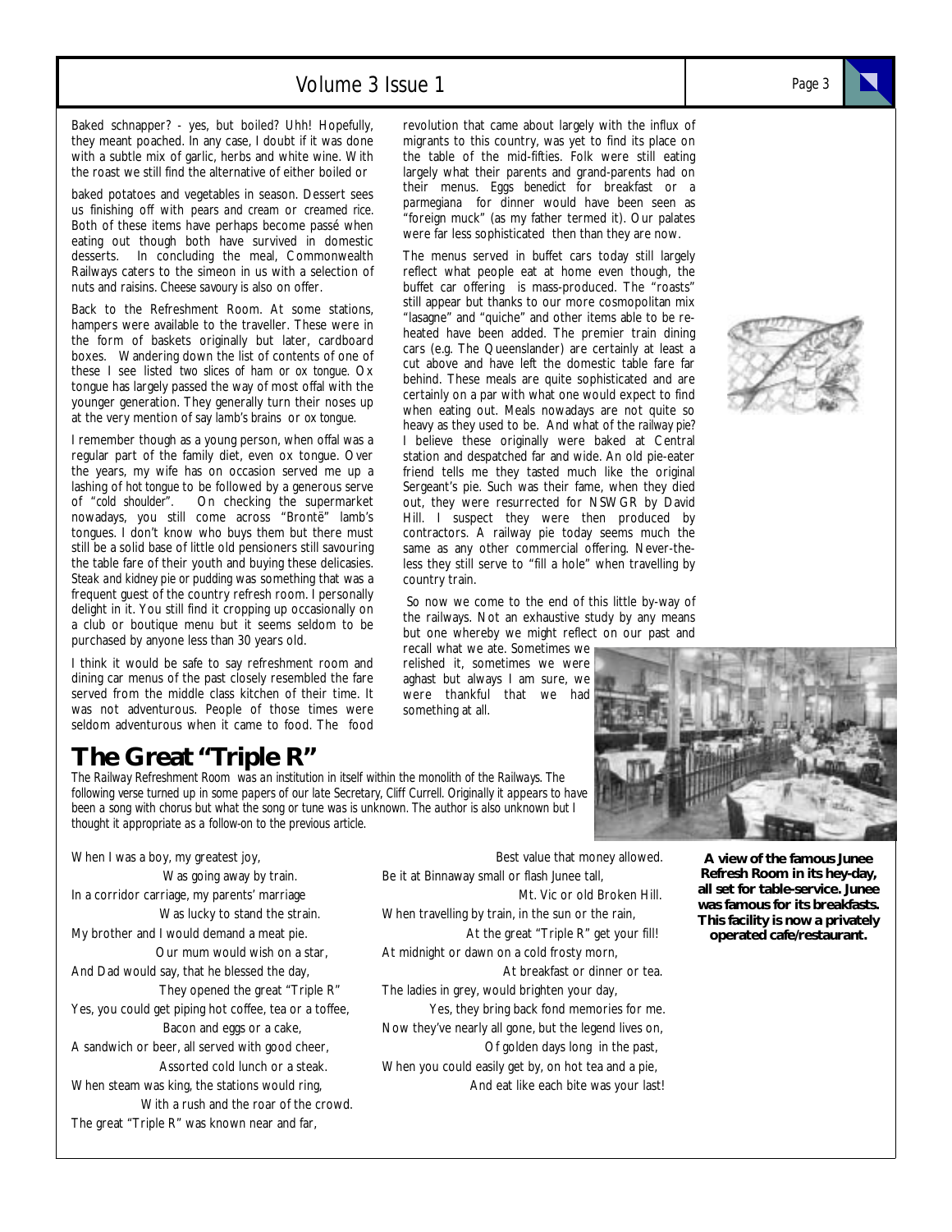Baked schnapper? - yes, but boiled? Uhh! Hopefully, they meant poached. In any case, I doubt if it was done with a subtle mix of garlic, herbs and white wine. With the roast we still find the alternative of either boiled or baked potatoes and vegetables in season. Dessert sees us finishing off with *pears and cream* or *creamed rice*. Both of these items have perhaps become passé when eating out though both have survived in domestic desserts. In concluding the meal, Commonwealth Railways caters to the simeon in us with a selection of nuts and raisins. *Cheese savoury* is also on offer.

Back to the Refreshment Room. At some stations, hampers were available to the traveller. These were in the form of baskets originally but later, cardboard boxes. Wandering down the list of contents of one of these I see listed *two slices of ham or ox tongue*. Ox tongue has largely passed the way of most offal with the younger generation. They generally turn their noses up at the very mention of say *lamb's brains* or *ox tongue*.

I remember though as a young person, when offal was a regular part of the family diet, even ox tongue. Over the years, my wife has on occasion served me up a lashing of *hot tongue* to be followed by a generous serve of *"cold shoulder"*. On checking the supermarket nowadays, you still come across "Brontë" lamb's tongues. I don't know who buys them but there must still be a solid base of little old pensioners still savouring the table fare of their youth and buying these delicasies. *Steak and kidney pie or pudding* was something that was a frequent guest of the country refresh room. I personally delight in it. You still find it cropping up occasionally on a club or boutique menu but it seems seldom to be purchased by anyone less than 30 years old.

I think it would be safe to say refreshment room and dining car menus of the past closely resembled the fare served from the middle class kitchen of their time. It was not adventurous. People of those times were seldom adventurous when it came to food. The food revolution that came about largely with the influx of migrants to this country, was yet to find its place on the table of the mid-fifties. Folk were still eating largely what their parents and grand-parents had on their menus. *Eggs benedict* for breakfast or a *parmegiana* for dinner would have been seen as "foreign muck" (as my father termed it). Our palates were far less sophisticated then than they are now.

The menus served in buffet cars today still largely reflect what people eat at home even though, the buffet car offering is mass-produced. The "roasts" still appear but thanks to our more cosmopolitan mix "lasagne" and "quiche" and other items able to be re-heated have been added. The premier train dining cars (e.g. The Queenslander) are certainly at least a cut above and have left the domestic table fare far behind. These meals are quite sophisticated and are certainly on a par with what one would expect to find when eating out. Meals nowadays are not quite so heavy as they used to be. And what of the *railway pie*? I believe these originally were baked at Central station and despatched far and wide. An old pie-eater friend tells me they tasted much like the original Sergeant's pie. Such was their fame, when they died out, they were resurrected for NSWGR by David Hill. I suspect they were then produced by contractors. A railway pie today seems much the same as any other commercial offering. Never-the-less they still serve to "fill a hole" when travelling by country train.

So now we come to the end of this little by-way of the railways. Not an exhaustive study by any means but one whereby we might reflect on our past and recall what we ate. Sometimes we relished it, sometimes we were aghast but always I am sure, we were thankful that we had something at all.

**A view of the famous Junee Refresh Room in its hey-day, all set for table-service. Junee was famous for its breakfasts. This facility is now a privately operated cafe/restaurant.**

## The Great "Triple R"

*The Railway Refreshment Room was an institution in itself within the monolith of the Railways. The following verse turned up in some papers of our late Secretary, Cliff Currell. Originally it appears to have been a song with chorus but what the song or tune was is unknown. The author is also unknown but I thought it appropriate as a follow-on to the previous article.*

When I was a boy, my greatest joy,  
Was going away by train.  
In a corridor carriage, my parents' marriage  
Was lucky to stand the strain.  
My brother and I would demand a meat pie.  
Our mum would wish on a star,  
And Dad would say, that he blessed the day,  
They opened the great "Triple R"  
Yes, you could get piping hot coffee, tea or a toffee,  
Bacon and eggs or a cake,  
A sandwich or beer, all served with good cheer,  
Assorted cold lunch or a steak.  
When steam was king, the stations would ring,  
With a rush and the roar of the crowd.  
The great "Triple R" was known near and far,  
Best value that money allowed.  
Be it at Binnaway small or flash Junee tall,  
Mt. Vic or old Broken Hill.  
When travelling by train, in the sun or the rain,  
At the great "Triple R" get your fill!  
At midnight or dawn on a cold frosty morn,  
At breakfast or dinner or tea.  
The ladies in grey, would brighten your day,  
Yes, they bring back fond memories for me.  
Now they've nearly all gone, but the legend lives on,  
Of golden days long in the past,  
When you could easily get by, on hot tea and a pie,  
And eat like each bite was your last!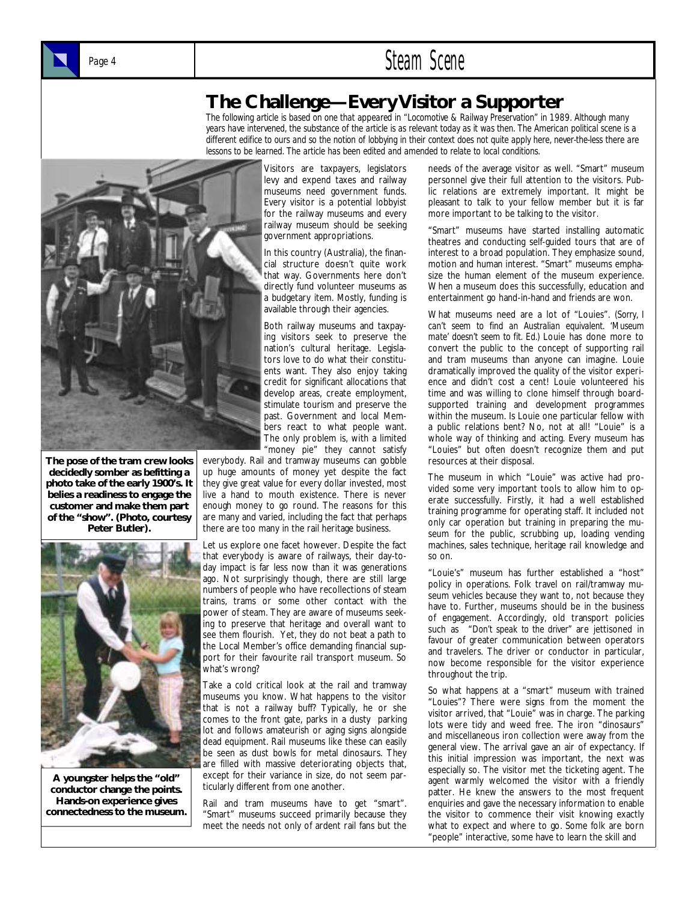# The Challenge—Every Visitor a Supporter

*The following article is based on one that appeared in "Locomotive & Railway Preservation" in 1989. Although many years have intervened, the substance of the article is as relevant today as it was then. The American political scene is a different edifice to ours and so the notion of lobbying in their context does not quite apply here, never-the-less there are lessons to be learned. The article has been edited and amended to relate to local conditions.*

**The pose of the tram crew looks decidedly somber as befitting a photo take of the early 1900's. It belies a readiness to engage the customer and make them part of the "show". (Photo, courtesy Peter Butler).**

**A youngster helps the "old" conductor change the points. Hands-on experience gives connectedness to the museum.**

Visitors are taxpayers, legislators levy and expend taxes and railway museums need government funds. Every visitor is a potential lobbyist for the railway museums and every railway museum should be seeking government appropriations.

In this country (Australia), the financial structure doesn't quite work that way. Governments here don't directly fund volunteer museums as a budgetary item. Mostly, funding is available through their agencies.

Both railway museums and taxpaying visitors seek to preserve the nation's cultural heritage. Legislators love to do what their constituents want. They also enjoy taking credit for significant allocations that develop areas, create employment, stimulate tourism and preserve the past. Government and local Members react to what people want. The only problem is, with a limited "money pie" they cannot satisfy everybody. Rail and tramway museums can gobble up huge amounts of money yet despite the fact they give great value for every dollar invested, most live a hand to mouth existence. There is never enough money to go round. The reasons for this are many and varied, including the fact that perhaps there are too many in the rail heritage business.

Let us explore one facet however. Despite the fact that everybody is aware of railways, their day-to-day impact is far less now than it was generations ago. Not surprisingly though, there are still large numbers of people who have recollections of steam trains, trams or some other contact with the power of steam. They are aware of museums seeking to preserve that heritage and overall want to see them flourish. Yet, they do not beat a path to the Local Member's office demanding financial support for their favourite rail transport museum. So what's wrong?

Take a cold critical look at the rail and tramway museums you know. What happens to the visitor that is not a railway buff? Typically, he or she comes to the front gate, parks in a dusty parking lot and follows amateurish or aging signs alongside dead equipment. Rail museums like these can easily be seen as dust bowls for metal dinosaurs. They are filled with massive deteriorating objects that, except for their variance in size, do not seem particularly different from one another.

Rail and tram museums have to get "smart". "Smart" museums succeed primarily because they meet the needs not only of ardent rail fans but the needs of the average visitor as well. "Smart" museum personnel give their full attention to the visitors. Public relations are extremely important. It might be pleasant to talk to your fellow member but it is far more important to be talking to the visitor.

"Smart" museums have started installing automatic theatres and conducting self-guided tours that are of interest to a broad population. They emphasize sound, motion and human interest. "Smart" museums emphasize the human element of the museum experience. When a museum does this successfully, education and entertainment go hand-in-hand and friends are won.

What museums need are a lot of "Louies". *(Sorry, I can't seem to find an Australian equivalent. 'Museum mate' doesn't seem to fit. Ed.)* Louie has done more to convert the public to the concept of supporting rail and tram museums than anyone can imagine. Louie dramatically improved the quality of the visitor experience and didn't cost a cent! Louie volunteered his time and was willing to clone himself through board-supported training and development programmes within the museum. Is Louie one particular fellow with a public relations bent? No, not at all! "Louie" is a whole way of thinking and acting. Every museum has "Louies" but often doesn't recognize them and put resources at their disposal.

The museum in which "Louie" was active had provided some very important tools to allow him to operate successfully. Firstly, it had a well established training programme for operating staff. It included not only car operation but training in preparing the museum for the public, scrubbing up, loading vending machines, sales technique, heritage rail knowledge and so on.

"Louie's" museum has further established a "host" policy in operations. Folk travel on rail/tramway museum vehicles because they want to, not because they have to. Further, museums should be in the business of engagement. Accordingly, old transport policies such as *"Don't speak to the driver"* are jettisoned in favour of greater communication between operators and travelers. The driver or conductor in particular, now become responsible for the visitor experience throughout the trip.

So what happens at a "smart" museum with trained "Louies"? There were signs from the moment the visitor arrived, that "Louie" was in charge. The parking lots were tidy and weed free. The iron "dinosaurs" and miscellaneous iron collection were away from the general view. The arrival gave an air of expectancy. If this initial impression was important, the next was especially so. The visitor met the ticketing agent. The agent warmly welcomed the visitor with a friendly patter. He knew the answers to the most frequent enquiries and gave the necessary information to enable the visitor to commence their visit knowing exactly what to expect and where to go. Some folk are born "people" interactive, some have to learn the skill and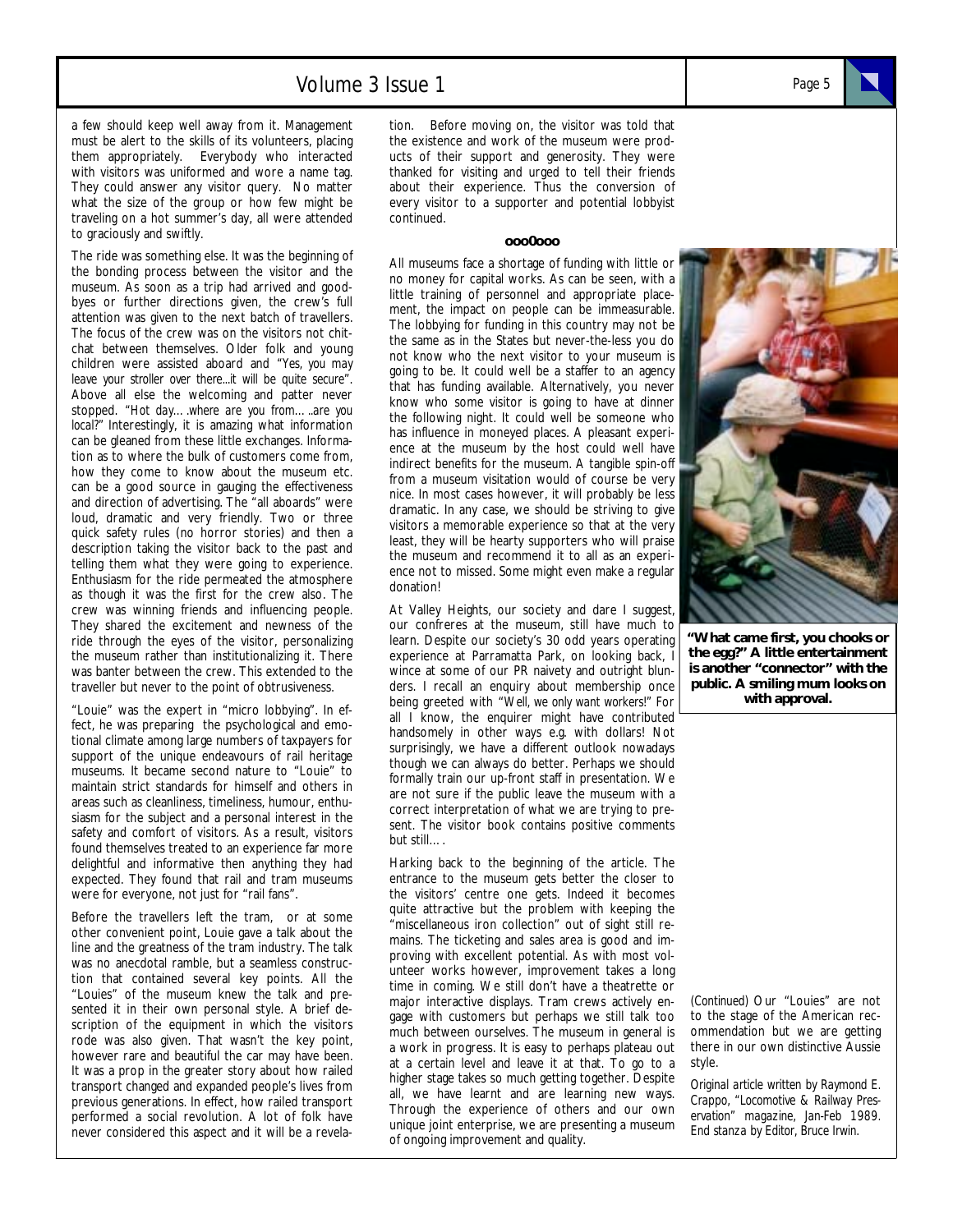a few should keep well away from it. Management must be alert to the skills of its volunteers, placing them appropriately. Everybody who interacted with visitors was uniformed and wore a name tag. They could answer any visitor query. No matter what the size of the group or how few might be traveling on a hot summer's day, all were attended to graciously and swiftly.

The ride was something else. It was the beginning of the bonding process between the visitor and the museum. As soon as a trip had arrived and good-byes or further directions given, the crew's full attention was given to the next batch of travellers. The focus of the crew was on the visitors not chit-chat between themselves. Older folk and young children were assisted aboard and "Yes, you may leave your stroller over there...it will be quite secure". Above all else the welcoming and patter never stopped. "Hot day….where are you from…..are you local?" Interestingly, it is amazing what information can be gleaned from these little exchanges. Information as to where the bulk of customers come from, how they come to know about the museum etc. can be a good source in gauging the effectiveness and direction of advertising. The "all aboards" were loud, dramatic and very friendly. Two or three quick safety rules (no horror stories) and then a description taking the visitor back to the past and telling them what they were going to experience. Enthusiasm for the ride permeated the atmosphere as though it was the first for the crew also. The crew was winning friends and influencing people. They shared the excitement and newness of the ride through the eyes of the visitor, personalizing the museum rather than institutionalizing it. There was banter between the crew. This extended to the traveller but never to the point of obtrusiveness.

"Louie" was the expert in "micro lobbying". In effect, he was preparing the psychological and emotional climate among large numbers of taxpayers for support of the unique endeavours of rail heritage museums. It became second nature to "Louie" to maintain strict standards for himself and others in areas such as cleanliness, timeliness, humour, enthusiasm for the subject and a personal interest in the safety and comfort of visitors. As a result, visitors found themselves treated to an experience far more delightful and informative then anything they had expected. They found that rail and tram museums were for everyone, not just for "rail fans".

Before the travellers left the tram, or at some other convenient point, Louie gave a talk about the line and the greatness of the tram industry. The talk was no anecdotal ramble, but a seamless construction that contained several key points. All the "Louies" of the museum knew the talk and presented it in their own personal style. A brief description of the equipment in which the visitors rode was also given. That wasn't the key point, however rare and beautiful the car may have been. It was a prop in the greater story about how railed transport changed and expanded people's lives from previous generations. In effect, how railed transport performed a social revolution. A lot of folk have never considered this aspect and it will be a revelation. Before moving on, the visitor was told that the existence and work of the museum were products of their support and generosity. They were thanked for visiting and urged to tell their friends about their experience. Thus the conversion of every visitor to a supporter and potential lobbyist continued.

**ooo0ooo**

All museums face a shortage of funding with little or no money for capital works. As can be seen, with a little training of personnel and appropriate placement, the impact on people can be immeasurable. The lobbying for funding in this country may not be the same as in the States but never-the-less you do not know who the next visitor to your museum is going to be. It could well be a staffer to an agency that has funding available. Alternatively, you never know who some visitor is going to have at dinner the following night. It could well be someone who has influence in moneyed places. A pleasant experience at the museum by the host could well have indirect benefits for the museum. A tangible spin-off from a museum visitation would of course be very nice. In most cases however, it will probably be less dramatic. In any case, we should be striving to give visitors a memorable experience so that at the very least, they will be hearty supporters who will praise the museum and recommend it to all as an experience not to missed. Some might even make a regular donation!

At Valley Heights, our society and dare I suggest, our confreres at the museum, still have much to learn. Despite our society's 30 odd years operating experience at Parramatta Park, on looking back, I wince at some of our PR naivety and outright blunders. I recall an enquiry about membership once being greeted with "Well, we only want workers!" For all I know, the enquirer might have contributed handsomely in other ways e.g. with dollars! Not surprisingly, we have a different outlook nowadays though we can always do better. Perhaps we should formally train our up-front staff in presentation. We are not sure if the public leave the museum with a correct interpretation of what we are trying to present. The visitor book contains positive comments but still….

Harking back to the beginning of the article. The entrance to the museum gets better the closer to the visitors' centre one gets. Indeed it becomes quite attractive but the problem with keeping the "miscellaneous iron collection" out of sight still remains. The ticketing and sales area is good and improving with excellent potential. As with most volunteer works however, improvement takes a long time in coming. We still don't have a theatrette or major interactive displays. Tram crews actively engage with customers but perhaps we still talk too much between ourselves. The museum in general is a work in progress. It is easy to perhaps plateau out at a certain level and leave it at that. To go to a higher stage takes so much getting together. Despite all, we have learnt and are learning new ways. Through the experience of others and our own unique joint enterprise, we are presenting a museum of ongoing improvement and quality.

**"What came first, you chooks or the egg?" A little entertainment is another "connector" with the public. A smiling mum looks on with approval.**

(Continued) Our "Louies" are not to the stage of the American recommendation but we are getting there in our own distinctive Aussie style.

*Original article written by Raymond E. Crappo, "Locomotive & Railway Preservation" magazine, Jan-Feb 1989. End stanza by Editor, Bruce Irwin.*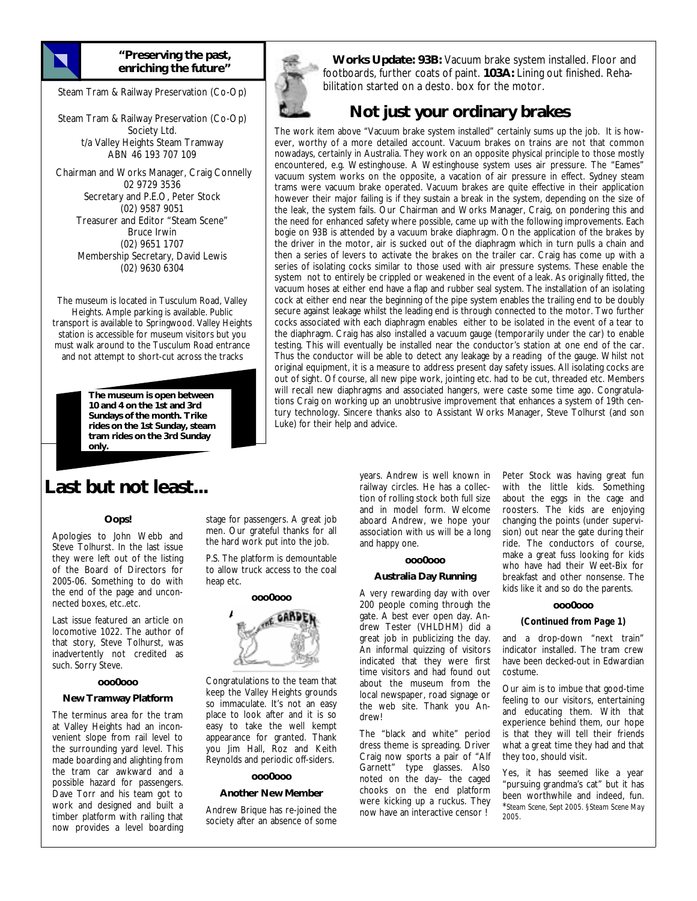**"Preserving the past, enriching the future"**

Steam Tram & Railway Preservation (Co-Op)

Steam Tram & Railway Preservation (Co-Op) Society Ltd.
t/a Valley Heights Steam Tramway
ABN 46 193 707 109

Chairman and Works Manager, Craig Connelly
02 9729 3536
Secretary and P.E.O, Peter Stock
(02) 9587 9051
Treasurer and Editor "Steam Scene"
Bruce Irwin
(02) 9651 1707
Membership Secretary, David Lewis
(02) 9630 6304

The museum is located in Tusculum Road, Valley Heights. Ample parking is available. Public transport is available to Springwood. Valley Heights station is accessible for museum visitors but you must walk around to the Tusculum Road entrance and not attempt to short-cut across the tracks

**The museum is open between 10 and 4 on the 1st and 3rd Sundays of the month. Trike rides on the 1st Sunday, steam tram rides on the 3rd Sunday only.**

**Works Update: 93B:** Vacuum brake system installed. Floor and footboards, further coats of paint. **103A:** Lining out finished. Rehabilitation started on a desto. box for the motor.

## Not just your ordinary brakes

The work item above "Vacuum brake system installed" certainly sums up the job. It is however, worthy of a more detailed account. Vacuum brakes on trains are not that common nowadays, certainly in Australia. They work on an opposite physical principle to those mostly encountered, e.g. Westinghouse. A Westinghouse system uses air pressure. The "Eames" vacuum system works on the opposite, a vacation of air pressure in effect. Sydney steam trams were vacuum brake operated. Vacuum brakes are quite effective in their application however their major failing is if they sustain a break in the system, depending on the size of the leak, the system fails. Our Chairman and Works Manager, Craig, on pondering this and the need for enhanced safety where possible, came up with the following improvements. Each bogie on 93B is attended by a vacuum brake diaphragm. On the application of the brakes by the driver in the motor, air is sucked out of the diaphragm which in turn pulls a chain and then a series of levers to activate the brakes on the trailer car. Craig has come up with a series of isolating cocks similar to those used with air pressure systems. These enable the system not to entirely be crippled or weakened in the event of a leak. As originally fitted, the vacuum hoses at either end have a flap and rubber seal system. The installation of an isolating cock at either end near the beginning of the pipe system enables the trailing end to be doubly secure against leakage whilst the leading end is through connected to the motor. Two further cocks associated with each diaphragm enables either to be isolated in the event of a tear to the diaphragm. Craig has also installed a vacuum gauge (temporarily under the car) to enable testing. This will eventually be installed near the conductor's station at one end of the car. Thus the conductor will be able to detect any leakage by a reading of the gauge. Whilst not original equipment, it is a measure to address present day safety issues. All isolating cocks are out of sight. Of course, all new pipe work, jointing etc. had to be cut, threaded etc. Members will recall new diaphragms and associated hangers, were caste some time ago. Congratulations Craig on working up an unobtrusive improvement that enhances a system of 19th century technology. Sincere thanks also to Assistant Works Manager, Steve Tolhurst (and son Luke) for their help and advice.

# Last but not least...

**Oops!**

Apologies to John Webb and Steve Tolhurst. In the last issue they were left out of the listing of the Board of Directors for 2005-06. Something to do with the end of the page and unconnected boxes, etc..etc.

Last issue featured an article on locomotive 1022. The author of that story, Steve Tolhurst, was inadvertently not credited as such. Sorry Steve.

**ooo0ooo**

**New Tramway Platform**

The terminus area for the tram at Valley Heights had an inconvenient slope from rail level to the surrounding yard level. This made boarding and alighting from the tram car awkward and a possible hazard for passengers. Dave Torr and his team got to work and designed and built a timber platform with railing that now provides a level boarding stage for passengers. A great job men. Our grateful thanks for all the hard work put into the job.

P.S. The platform is demountable to allow truck access to the coal heap etc.

**ooo0ooo**

Congratulations to the team that keep the Valley Heights grounds so immaculate. It's not an easy place to look after and it is so easy to take the well kempt appearance for granted. Thank you Jim Hall, Roz and Keith Reynolds and periodic off-siders.

**ooo0ooo**

**Another New Member**

Andrew Brique has re-joined the society after an absence of some years. Andrew is well known in railway circles. He has a collection of rolling stock both full size and in model form. Welcome aboard Andrew, we hope your association with us will be a long and happy one.

**ooo0ooo**

**Australia Day Running**

A very rewarding day with over 200 people coming through the gate. A best ever open day. Andrew Tester (VHLDHM) did a great job in publicizing the day. An informal quizzing of visitors indicated that they were first time visitors and had found out about the museum from the local newspaper, road signage or the web site. Thank you Andrew!

The "black and white" period dress theme is spreading. Driver Craig now sports a pair of "Alf Garnett" type glasses. Also noted on the day– the caged chooks on the end platform were kicking up a ruckus. They now have an interactive censor !

Peter Stock was having great fun with the little kids. Something about the eggs in the cage and roosters. The kids are enjoying changing the points (under supervision) out near the gate during their ride. The conductors of course, make a great fuss looking for kids who have had their Weet-Bix for breakfast and other nonsense. The kids like it and so do the parents.

**ooo0ooo**

***(Continued from Page 1)***

and a drop-down "next train" indicator installed. The tram crew have been decked-out in Edwardian costume.

Our aim is to imbue that good-time feeling to our visitors, entertaining and educating them. With that experience behind them, our hope is that they will tell their friends what a great time they had and that they too, should visit.

Yes, it has seemed like a year "pursuing grandma's cat" but it has been worthwhile and indeed, fun.

*Steam Scene, Sept 2005. §Steam Scene May 2005.